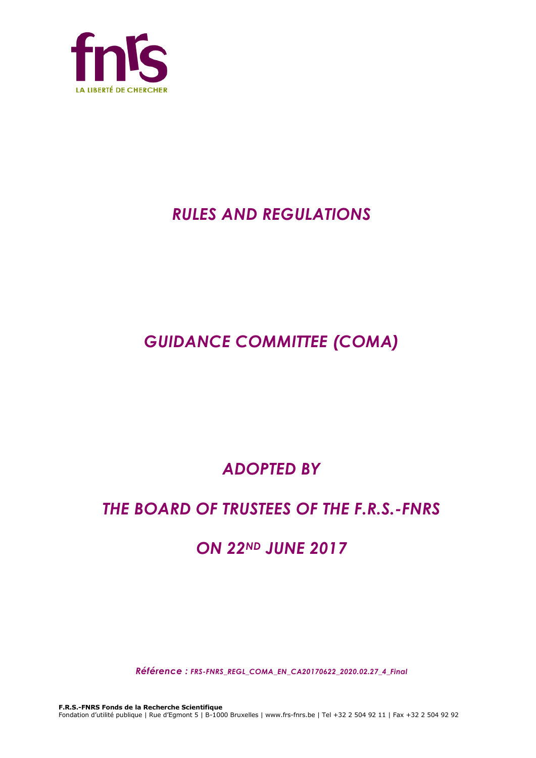fnrs

LA LIBERTÉ DE CHERCHER

# *RULES AND REGULATIONS*

# *GUIDANCE COMMITTEE (COMA)*

## *ADOPTED BY*

## *THE BOARD OF TRUSTEES OF THE F.R.S.-FNRS*

## *ON 22ND JUNE 2017*

*Référence : FRS-FNRS_REGL_COMA_EN_CA20170622_2020.02.27_4_Final*

**F.R.S.-FNRS Fonds de la Recherche Scientifique**
Fondation d'utilité publique | Rue d'Egmont 5 | B-1000 Bruxelles | www.frs-fnrs.be | Tel +32 2 504 92 11 | Fax +32 2 504 92 92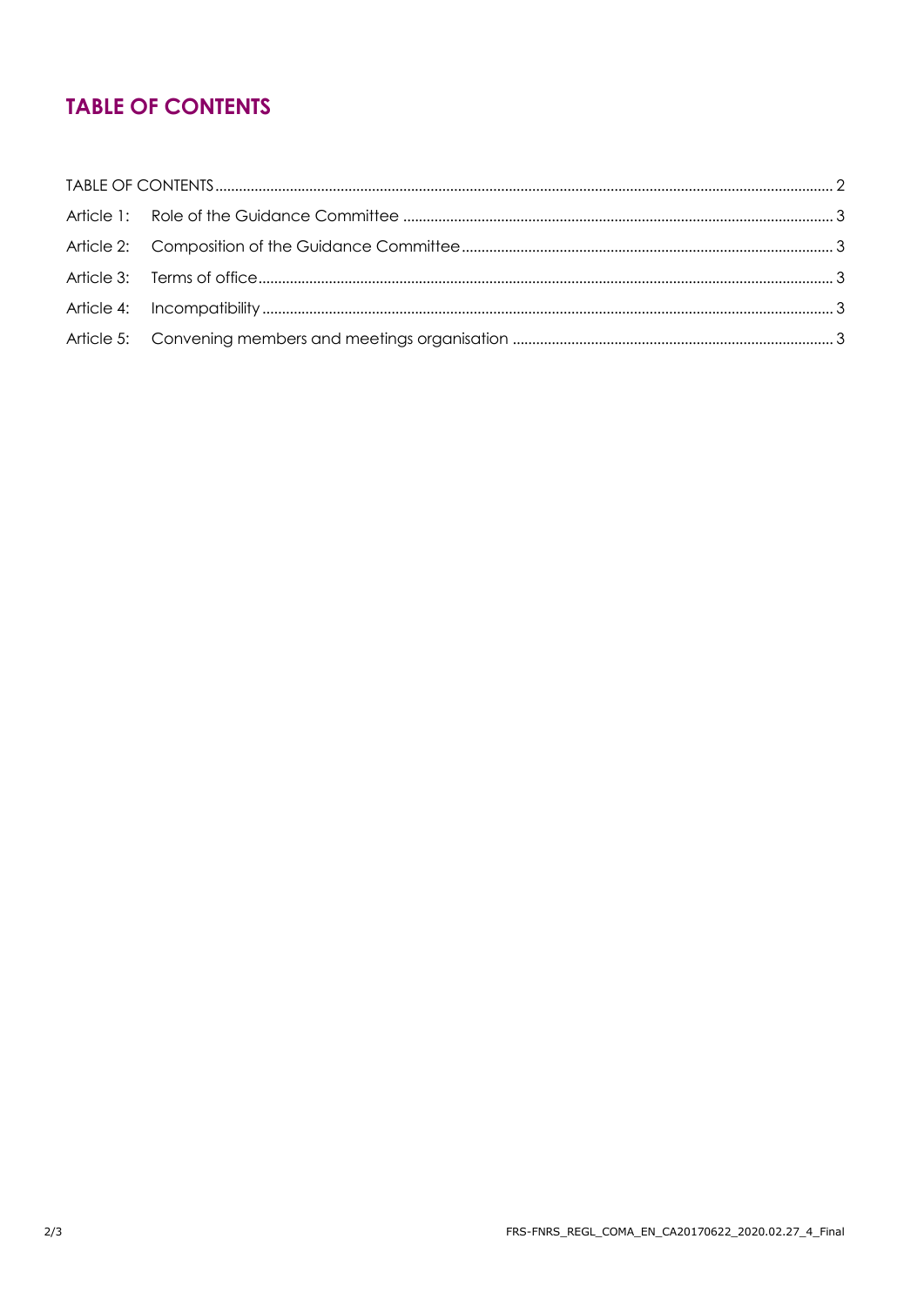## TABLE OF CONTENTS

TABLE OF CONTENTS ........................................................................................................................................ 2

Article 1: Role of the Guidance Committee ............................................................................................. 3

Article 2: Composition of the Guidance Committee ............................................................................... 3

Article 3: Terms of office ............................................................................................................................. 3

Article 4: Incompatibility .............................................................................................................................. 3

Article 5: Convening members and meetings organisation .................................................................. 3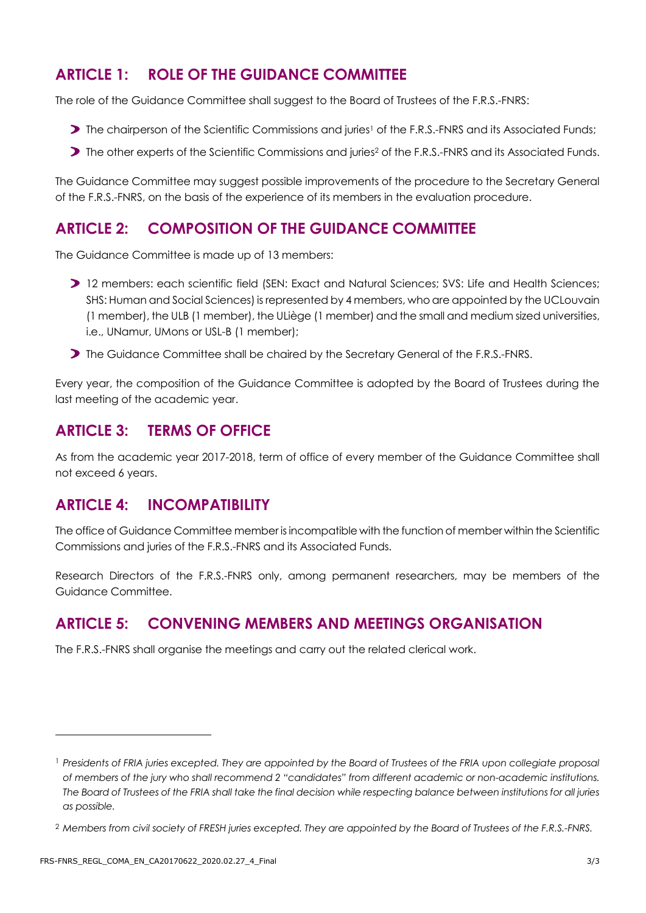## ARTICLE 1: ROLE OF THE GUIDANCE COMMITTEE

The role of the Guidance Committee shall suggest to the Board of Trustees of the F.R.S.-FNRS:

- The chairperson of the Scientific Commissions and juries[1] of the F.R.S.-FNRS and its Associated Funds;
- The other experts of the Scientific Commissions and juries[2] of the F.R.S.-FNRS and its Associated Funds.

The Guidance Committee may suggest possible improvements of the procedure to the Secretary General of the F.R.S.-FNRS, on the basis of the experience of its members in the evaluation procedure.

## ARTICLE 2: COMPOSITION OF THE GUIDANCE COMMITTEE

The Guidance Committee is made up of 13 members:

- 12 members: each scientific field (SEN: Exact and Natural Sciences; SVS: Life and Health Sciences; SHS: Human and Social Sciences) is represented by 4 members, who are appointed by the UCLouvain (1 member), the ULB (1 member), the ULiège (1 member) and the small and medium sized universities, i.e., UNamur, UMons or USL-B (1 member);
- The Guidance Committee shall be chaired by the Secretary General of the F.R.S.-FNRS.

Every year, the composition of the Guidance Committee is adopted by the Board of Trustees during the last meeting of the academic year.

## ARTICLE 3: TERMS OF OFFICE

As from the academic year 2017-2018, term of office of every member of the Guidance Committee shall not exceed 6 years.

## ARTICLE 4: INCOMPATIBILITY

The office of Guidance Committee member is incompatible with the function of member within the Scientific Commissions and juries of the F.R.S.-FNRS and its Associated Funds.

Research Directors of the F.R.S.-FNRS only, among permanent researchers, may be members of the Guidance Committee.

## ARTICLE 5: CONVENING MEMBERS AND MEETINGS ORGANISATION

The F.R.S.-FNRS shall organise the meetings and carry out the related clerical work.

---

[1] *Presidents of FRIA juries excepted. They are appointed by the Board of Trustees of the FRIA upon collegiate proposal of members of the jury who shall recommend 2 "candidates" from different academic or non-academic institutions. The Board of Trustees of the FRIA shall take the final decision while respecting balance between institutions for all juries as possible.*

[2] *Members from civil society of FRESH juries excepted. They are appointed by the Board of Trustees of the F.R.S.-FNRS.*